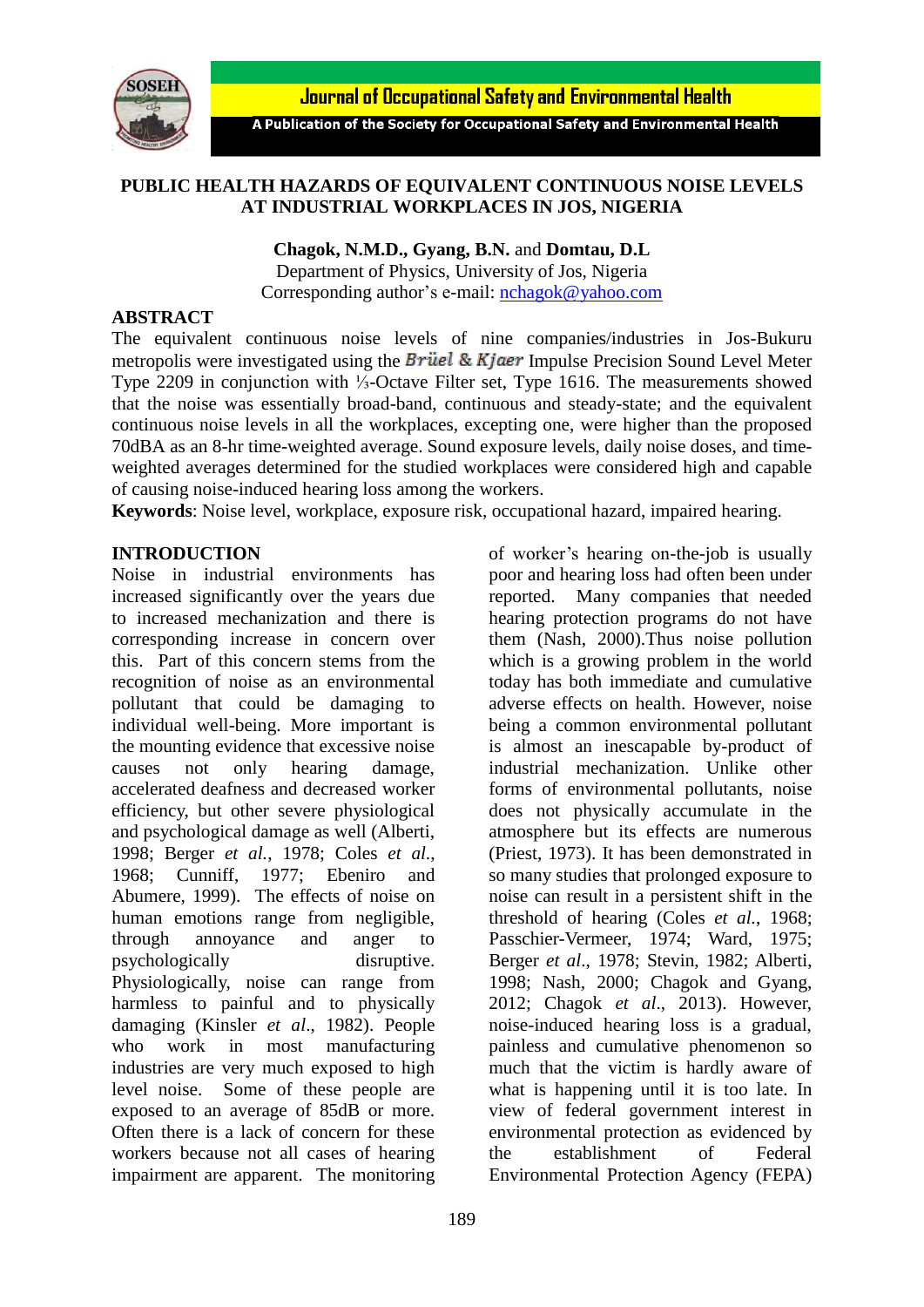# PUBLIC HEALTH HAZARDS OF EQUIVALENT CONTINUOUS NOISE LEVELS AT INDUSTRIAL WORKPLACES IN JOS, NIGERIA

**Chagok, N.M.D., Gyang, B.N.** and **Domtau, D.L**

Department of Physics, University of Jos, Nigeria

Corresponding author's e-mail: nchagok@yahoo.com

## ABSTRACT

The equivalent continuous noise levels of nine companies/industries in Jos-Bukuru metropolis were investigated using the *Brüel & Kjaer* Impulse Precision Sound Level Meter Type 2209 in conjunction with ⅓-Octave Filter set, Type 1616. The measurements showed that the noise was essentially broad-band, continuous and steady-state; and the equivalent continuous noise levels in all the workplaces, excepting one, were higher than the proposed 70dBA as an 8-hr time-weighted average. Sound exposure levels, daily noise doses, and time-weighted averages determined for the studied workplaces were considered high and capable of causing noise-induced hearing loss among the workers.

**Keywords**: Noise level, workplace, exposure risk, occupational hazard, impaired hearing.

## INTRODUCTION

Noise in industrial environments has increased significantly over the years due to increased mechanization and there is corresponding increase in concern over this. Part of this concern stems from the recognition of noise as an environmental pollutant that could be damaging to individual well-being. More important is the mounting evidence that excessive noise causes not only hearing damage, accelerated deafness and decreased worker efficiency, but other severe physiological and psychological damage as well (Alberti, 1998; Berger *et al.*, 1978; Coles *et al.*, 1968; Cunniff, 1977; Ebeniro and Abumere, 1999). The effects of noise on human emotions range from negligible, through annoyance and anger to psychologically disruptive. Physiologically, noise can range from harmless to painful and to physically damaging (Kinsler *et al.*, 1982). People who work in most manufacturing industries are very much exposed to high level noise. Some of these people are exposed to an average of 85dB or more. Often there is a lack of concern for these workers because not all cases of hearing impairment are apparent. The monitoring of worker's hearing on-the-job is usually poor and hearing loss had often been under reported. Many companies that needed hearing protection programs do not have them (Nash, 2000).Thus noise pollution which is a growing problem in the world today has both immediate and cumulative adverse effects on health. However, noise being a common environmental pollutant is almost an inescapable by-product of industrial mechanization. Unlike other forms of environmental pollutants, noise does not physically accumulate in the atmosphere but its effects are numerous (Priest, 1973). It has been demonstrated in so many studies that prolonged exposure to noise can result in a persistent shift in the threshold of hearing (Coles *et al.*, 1968; Passchier-Vermeer, 1974; Ward, 1975; Berger *et al*., 1978; Stevin, 1982; Alberti, 1998; Nash, 2000; Chagok and Gyang, 2012; Chagok *et al*., 2013). However, noise-induced hearing loss is a gradual, painless and cumulative phenomenon so much that the victim is hardly aware of what is happening until it is too late. In view of federal government interest in environmental protection as evidenced by the establishment of Federal Environmental Protection Agency (FEPA)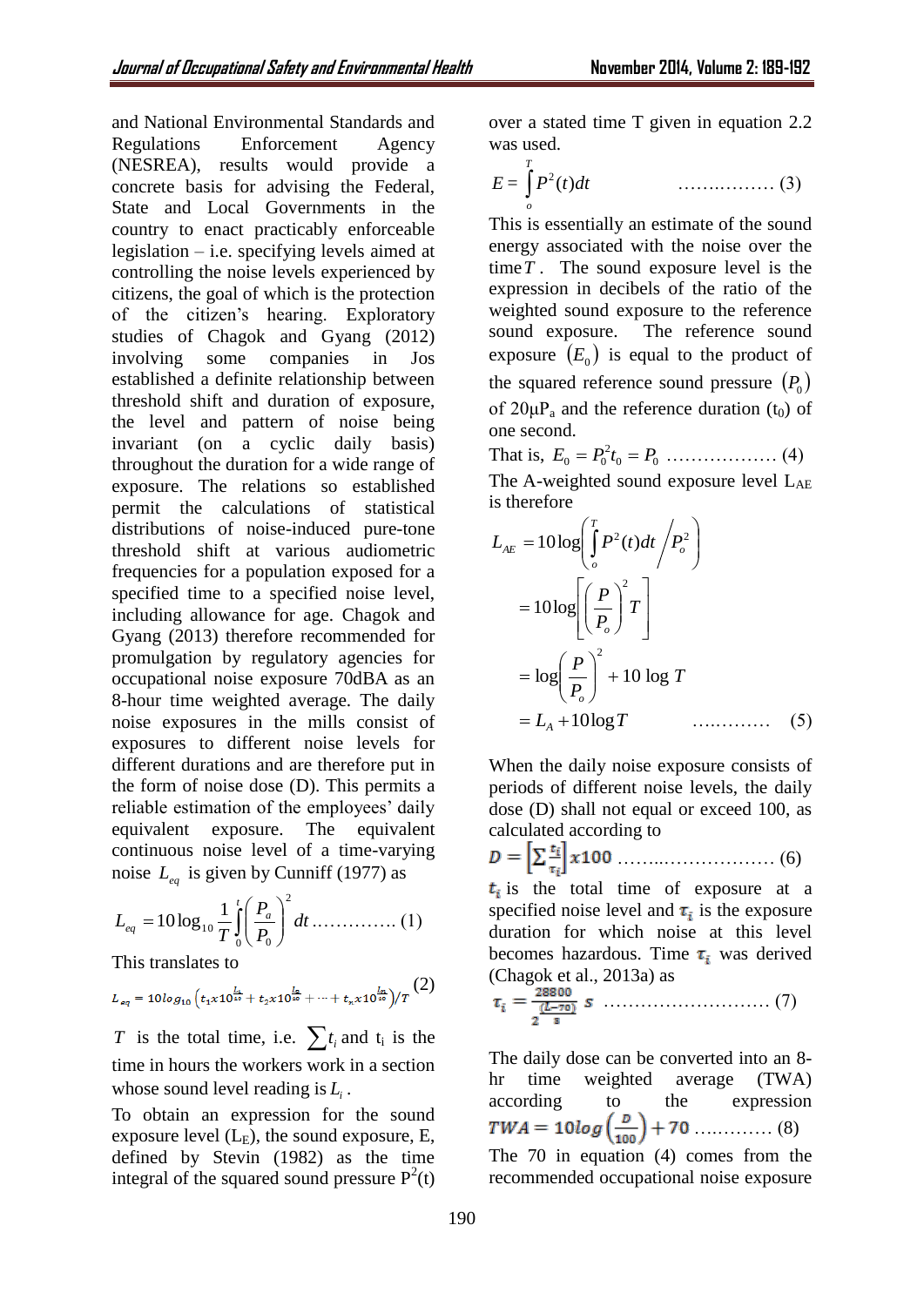and National Environmental Standards and Regulations Enforcement Agency (NESREA), results would provide a concrete basis for advising the Federal, State and Local Governments in the country to enact practicably enforceable legislation – i.e. specifying levels aimed at controlling the noise levels experienced by citizens, the goal of which is the protection of the citizen's hearing. Exploratory studies of Chagok and Gyang (2012) involving some companies in Jos established a definite relationship between threshold shift and duration of exposure, the level and pattern of noise being invariant (on a cyclic daily basis) throughout the duration for a wide range of exposure. The relations so established permit the calculations of statistical distributions of noise-induced pure-tone threshold shift at various audiometric frequencies for a population exposed for a specified time to a specified noise level, including allowance for age. Chagok and Gyang (2013) therefore recommended for promulgation by regulatory agencies for occupational noise exposure 70dBA as an 8-hour time weighted average. The daily noise exposures in the mills consist of exposures to different noise levels for different durations and are therefore put in the form of noise dose (D). This permits a reliable estimation of the employees' daily equivalent exposure. The equivalent continuous noise level of a time-varying noise $L_{eq}$ is given by Cunniff (1977) as

$$L_{eq} = 10\log_{10}\frac{1}{T}\int_0^t\left(\frac{P_a}{P_0}\right)^2 dt \quad \ldots\ldots\ldots\ldots\ (1)$$

This translates to

$$L_{eq} = 10log_{10}\left(t_1 x 10^{\frac{L_1}{10}} + t_2 x 10^{\frac{L_2}{10}} + \cdots + t_n x 10^{\frac{L_n}{10}}\right)/T \quad (2)$$

$T$ is the total time, i.e. $\sum t_i$ and $t_i$ is the time in hours the workers work in a section whose sound level reading is $L_i$.

To obtain an expression for the sound exposure level ($L_E$), the sound exposure, E, defined by Stevin (1982) as the time integral of the squared sound pressure $P^2(t)$ over a stated time T given in equation 2.2 was used.

$$E = \int_o^T P^2(t)dt \quad \ldots\ldots\ldots\ldots\ldots\ (3)$$

This is essentially an estimate of the sound energy associated with the noise over the time $T$. The sound exposure level is the expression in decibels of the ratio of the weighted sound exposure to the reference sound exposure. The reference sound exposure $(E_0)$ is equal to the product of the squared reference sound pressure $(P_0)$ of 20μPa and the reference duration ($t_0$) of one second.

That is, $E_0 = P_0^2 t_0 = P_0$ ……………… (4)

The A-weighted sound exposure level $L_{AE}$ is therefore

$$\begin{aligned} L_{AE} &= 10\log\left(\int_o^T P^2(t)dt \middle/ P_o^2\right) \\ &= 10\log\left[\left(\frac{P}{P_o}\right)^2 T\right] \\ &= \log\left(\frac{P}{P_o}\right)^2 + 10\log T \\ &= L_A + 10\log T \quad \ldots\ldots\ldots\ (5) \end{aligned}$$

When the daily noise exposure consists of periods of different noise levels, the daily dose (D) shall not equal or exceed 100, as calculated according to

$$D = \left[\sum\frac{t_i}{\tau_i}\right]x100 \quad \ldots\ldots\ldots\ldots\ldots\ldots\ (6)$$

$t_i$ is the total time of exposure at a specified noise level and $\tau_i$ is the exposure duration for which noise at this level becomes hazardous. Time $\tau_i$ was derived (Chagok et al., 2013a) as

$$\tau_i = \frac{28800}{2^{\frac{(L-70)}{3}}}\ s \quad \ldots\ldots\ldots\ldots\ldots\ldots\ldots\ (7)$$

The daily dose can be converted into an 8-hr time weighted average (TWA) according to the expression

$$TWA = 10log\left(\frac{D}{100}\right) + 70 \quad \ldots\ldots\ldots\ (8)$$

The 70 in equation (4) comes from the recommended occupational noise exposure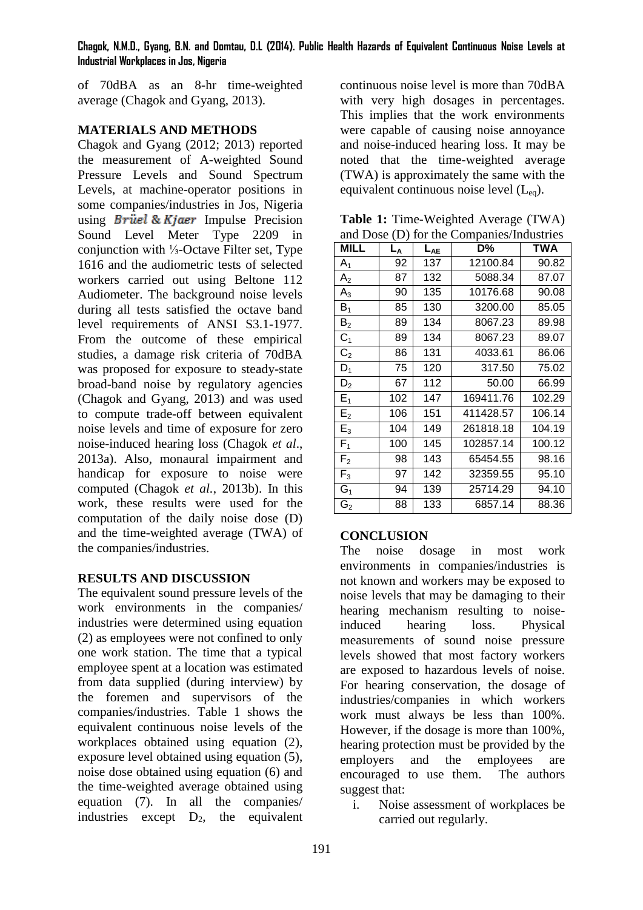of 70dBA as an 8-hr time-weighted average (Chagok and Gyang, 2013).

## MATERIALS AND METHODS

Chagok and Gyang (2012; 2013) reported the measurement of A-weighted Sound Pressure Levels and Sound Spectrum Levels, at machine-operator positions in some companies/industries in Jos, Nigeria using *Brüel & Kjaer* Impulse Precision Sound Level Meter Type 2209 in conjunction with ⅓-Octave Filter set, Type 1616 and the audiometric tests of selected workers carried out using Beltone 112 Audiometer. The background noise levels during all tests satisfied the octave band level requirements of ANSI S3.1-1977. From the outcome of these empirical studies, a damage risk criteria of 70dBA was proposed for exposure to steady-state broad-band noise by regulatory agencies (Chagok and Gyang, 2013) and was used to compute trade-off between equivalent noise levels and time of exposure for zero noise-induced hearing loss (Chagok *et al*., 2013a). Also, monaural impairment and handicap for exposure to noise were computed (Chagok *et al.*, 2013b). In this work, these results were used for the computation of the daily noise dose (D) and the time-weighted average (TWA) of the companies/industries.

## RESULTS AND DISCUSSION

The equivalent sound pressure levels of the work environments in the companies/ industries were determined using equation (2) as employees were not confined to only one work station. The time that a typical employee spent at a location was estimated from data supplied (during interview) by the foremen and supervisors of the companies/industries. Table 1 shows the equivalent continuous noise levels of the workplaces obtained using equation (2), exposure level obtained using equation (5), noise dose obtained using equation (6) and the time-weighted average obtained using equation (7). In all the companies/ industries except $D_2$, the equivalent continuous noise level is more than 70dBA with very high dosages in percentages. This implies that the work environments were capable of causing noise annoyance and noise-induced hearing loss. It may be noted that the time-weighted average (TWA) is approximately the same with the equivalent continuous noise level ($L_{eq}$).

**Table 1:** Time-Weighted Average (TWA) and Dose (D) for the Companies/Industries

| MILL | $L_A$ | $L_{AE}$ | D% | TWA |
|---|---|---|---|---|
| $A_1$ | 92 | 137 | 12100.84 | 90.82 |
| $A_2$ | 87 | 132 | 5088.34 | 87.07 |
| $A_3$ | 90 | 135 | 10176.68 | 90.08 |
| $B_1$ | 85 | 130 | 3200.00 | 85.05 |
| $B_2$ | 89 | 134 | 8067.23 | 89.98 |
| $C_1$ | 89 | 134 | 8067.23 | 89.07 |
| $C_2$ | 86 | 131 | 4033.61 | 86.06 |
| $D_1$ | 75 | 120 | 317.50 | 75.02 |
| $D_2$ | 67 | 112 | 50.00 | 66.99 |
| $E_1$ | 102 | 147 | 169411.76 | 102.29 |
| $E_2$ | 106 | 151 | 411428.57 | 106.14 |
| $E_3$ | 104 | 149 | 261818.18 | 104.19 |
| $F_1$ | 100 | 145 | 102857.14 | 100.12 |
| $F_2$ | 98 | 143 | 65454.55 | 98.16 |
| $F_3$ | 97 | 142 | 32359.55 | 95.10 |
| $G_1$ | 94 | 139 | 25714.29 | 94.10 |
| $G_2$ | 88 | 133 | 6857.14 | 88.36 |

## CONCLUSION

The noise dosage in most work environments in companies/industries is not known and workers may be exposed to noise levels that may be damaging to their hearing mechanism resulting to noise-induced hearing loss. Physical measurements of sound noise pressure levels showed that most factory workers are exposed to hazardous levels of noise. For hearing conservation, the dosage of industries/companies in which workers work must always be less than 100%. However, if the dosage is more than 100%, hearing protection must be provided by the employers and the employees are encouraged to use them. The authors suggest that:

i. Noise assessment of workplaces be carried out regularly.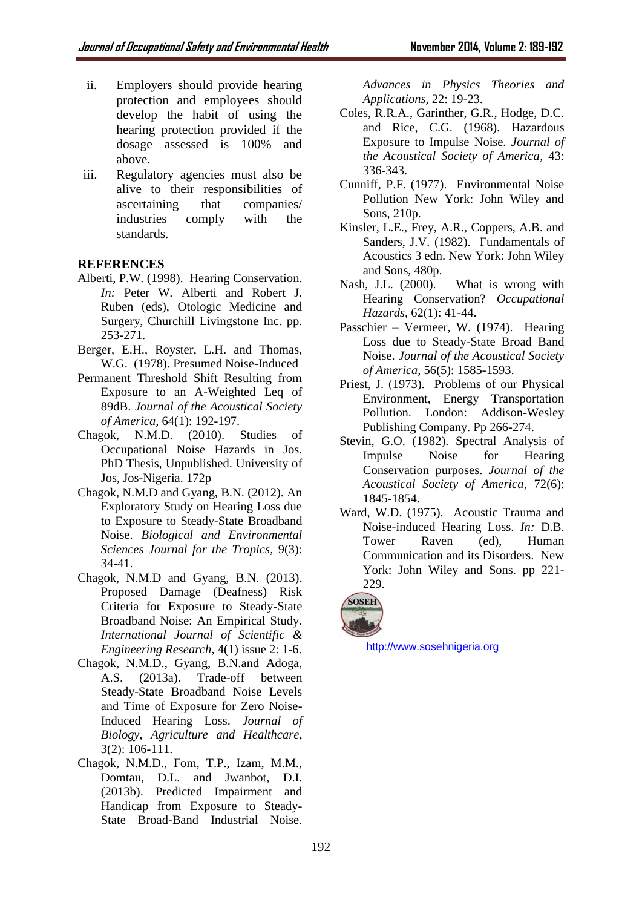ii. Employers should provide hearing protection and employees should develop the habit of using the hearing protection provided if the dosage assessed is 100% and above.

iii. Regulatory agencies must also be alive to their responsibilities of ascertaining that companies/ industries comply with the standards.

## REFERENCES

Alberti, P.W. (1998). Hearing Conservation. *In:* Peter W. Alberti and Robert J. Ruben (eds), Otologic Medicine and Surgery, Churchill Livingstone Inc. pp. 253-271.

Berger, E.H., Royster, L.H. and Thomas, W.G. (1978). Presumed Noise-Induced Permanent Threshold Shift Resulting from Exposure to an A-Weighted Leq of 89dB. *Journal of the Acoustical Society of America,* 64(1): 192-197.

Chagok, N.M.D. (2010). Studies of Occupational Noise Hazards in Jos. PhD Thesis, Unpublished. University of Jos, Jos-Nigeria. 172p

Chagok, N.M.D and Gyang, B.N. (2012). An Exploratory Study on Hearing Loss due to Exposure to Steady-State Broadband Noise. *Biological and Environmental Sciences Journal for the Tropics,* 9(3): 34-41.

Chagok, N.M.D and Gyang, B.N. (2013). Proposed Damage (Deafness) Risk Criteria for Exposure to Steady-State Broadband Noise: An Empirical Study. *International Journal of Scientific & Engineering Research,* 4(1) issue 2: 1-6.

Chagok, N.M.D., Gyang, B.N.and Adoga, A.S. (2013a). Trade-off between Steady-State Broadband Noise Levels and Time of Exposure for Zero Noise-Induced Hearing Loss. *Journal of Biology, Agriculture and Healthcare,* 3(2): 106-111.

Chagok, N.M.D., Fom, T.P., Izam, M.M., Domtau, D.L. and Jwanbot, D.I. (2013b). Predicted Impairment and Handicap from Exposure to Steady-State Broad-Band Industrial Noise. *Advances in Physics Theories and Applications,* 22: 19-23.

Coles, R.R.A., Garinther, G.R., Hodge, D.C. and Rice, C.G. (1968). Hazardous Exposure to Impulse Noise. *Journal of the Acoustical Society of America,* 43: 336-343.

Cunniff, P.F. (1977). Environmental Noise Pollution New York: John Wiley and Sons, 210p.

Kinsler, L.E., Frey, A.R., Coppers, A.B. and Sanders, J.V. (1982). Fundamentals of Acoustics 3 edn. New York: John Wiley and Sons, 480p.

Nash, J.L. (2000). What is wrong with Hearing Conservation? *Occupational Hazards,* 62(1): 41-44.

Passchier – Vermeer, W. (1974). Hearing Loss due to Steady-State Broad Band Noise. *Journal of the Acoustical Society of America,* 56(5): 1585-1593.

Priest, J. (1973). Problems of our Physical Environment, Energy Transportation Pollution. London: Addison-Wesley Publishing Company. Pp 266-274.

Stevin, G.O. (1982). Spectral Analysis of Impulse Noise for Hearing Conservation purposes. *Journal of the Acoustical Society of America,* 72(6): 1845-1854.

Ward, W.D. (1975). Acoustic Trauma and Noise-induced Hearing Loss. *In:* D.B. Tower Raven (ed), Human Communication and its Disorders. New York: John Wiley and Sons. pp 221-229.

http://www.sosehnigeria.org